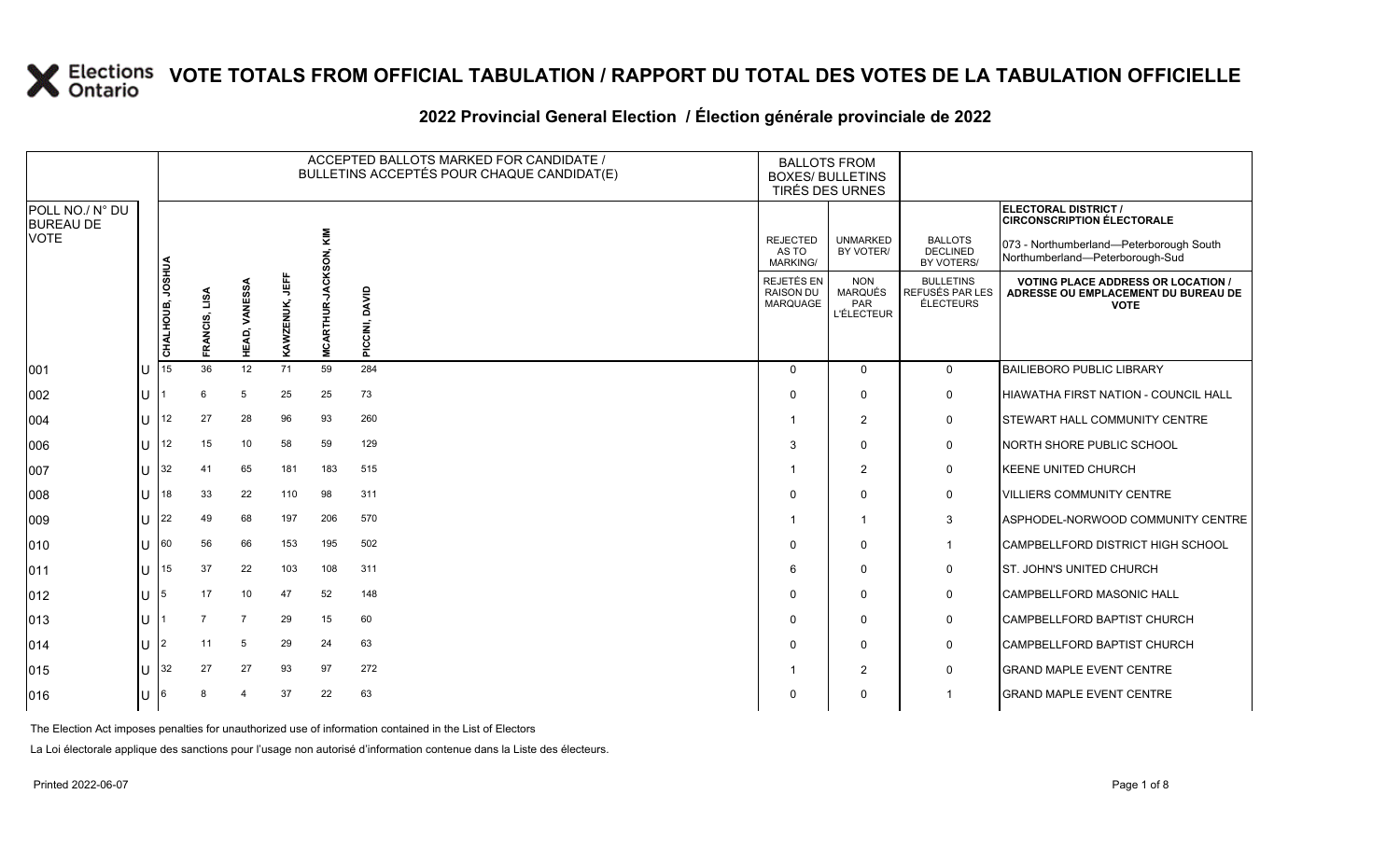# VOTE TOTALS FROM OFFICIAL TABULATION / RAPPORT DU TOTAL DES VOTES DE LA TABULATION OFFICIELLE

## 2022 Provincial General Election / Élection générale provinciale de 2022

**ELECTORAL DISTRICT / CIRCONSCRIPTION ÉLECTORALE**
073 - Northumberland—Peterborough South
Northumberland—Peterborough-Sud

| POLL NO./ N° DU BUREAU DE VOTE | | ACCEPTED BALLOTS MARKED FOR CANDIDATE / BULLETINS ACCEPTÉS POUR CHAQUE CANDIDAT(E) | | | | | | BALLOTS FROM BOXES/ BULLETINS TIRÉS DES URNES | | | |
|---|---|---|---|---|---|---|---|---|---|---|---|
| | | CHALHOUB, JOSHUA | FRANCIS, LISA | HEAD, VANESSA | KAWZENUK, JEFF | MCARTHUR-JACKSON, KIM | PICCINI, DAVID | REJECTED AS TO MARKING/ REJETÉS EN RAISON DU MARQUAGE | UNMARKED BY VOTER/ NON MARQUÉS PAR L'ÉLECTEUR | BALLOTS DECLINED BY VOTERS/ BULLETINS REFUSÉS PAR LES ÉLECTEURS | VOTING PLACE ADDRESS OR LOCATION / ADRESSE OU EMPLACEMENT DU BUREAU DE VOTE |
| 001 | U | 15 | 36 | 12 | 71 | 59 | 284 | 0 | 0 | 0 | BAILIEBORO PUBLIC LIBRARY |
| 002 | U | 1 | 6 | 5 | 25 | 25 | 73 | 0 | 0 | 0 | HIAWATHA FIRST NATION - COUNCIL HALL |
| 004 | U | 12 | 27 | 28 | 96 | 93 | 260 | 1 | 2 | 0 | STEWART HALL COMMUNITY CENTRE |
| 006 | U | 12 | 15 | 10 | 58 | 59 | 129 | 3 | 0 | 0 | NORTH SHORE PUBLIC SCHOOL |
| 007 | U | 32 | 41 | 65 | 181 | 183 | 515 | 1 | 2 | 0 | KEENE UNITED CHURCH |
| 008 | U | 18 | 33 | 22 | 110 | 98 | 311 | 0 | 0 | 0 | VILLIERS COMMUNITY CENTRE |
| 009 | U | 22 | 49 | 68 | 197 | 206 | 570 | 1 | 1 | 3 | ASPHODEL-NORWOOD COMMUNITY CENTRE |
| 010 | U | 60 | 56 | 66 | 153 | 195 | 502 | 0 | 0 | 1 | CAMPBELLFORD DISTRICT HIGH SCHOOL |
| 011 | U | 15 | 37 | 22 | 103 | 108 | 311 | 6 | 0 | 0 | ST. JOHN'S UNITED CHURCH |
| 012 | U | 5 | 17 | 10 | 47 | 52 | 148 | 0 | 0 | 0 | CAMPBELLFORD MASONIC HALL |
| 013 | U | 1 | 7 | 7 | 29 | 15 | 60 | 0 | 0 | 0 | CAMPBELLFORD BAPTIST CHURCH |
| 014 | U | 2 | 11 | 5 | 29 | 24 | 63 | 0 | 0 | 0 | CAMPBELLFORD BAPTIST CHURCH |
| 015 | U | 32 | 27 | 27 | 93 | 97 | 272 | 1 | 2 | 0 | GRAND MAPLE EVENT CENTRE |
| 016 | U | 6 | 8 | 4 | 37 | 22 | 63 | 0 | 0 | 1 | GRAND MAPLE EVENT CENTRE |

The Election Act imposes penalties for unauthorized use of information contained in the List of Electors

La Loi électorale applique des sanctions pour l'usage non autorisé d'information contenue dans la Liste des électeurs.

Printed 2022-06-07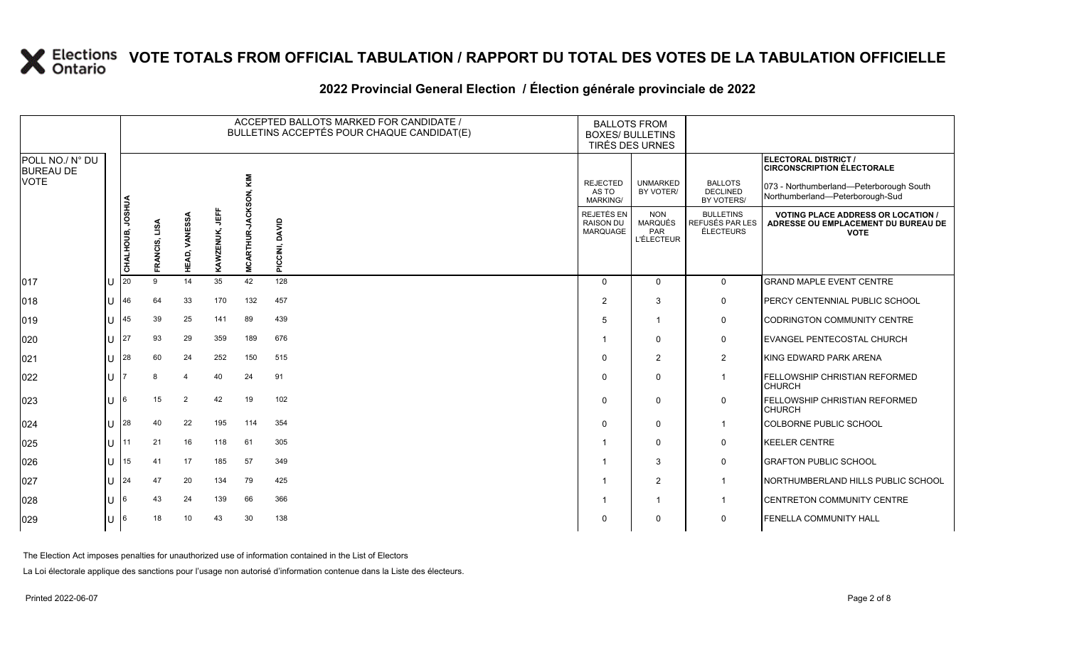# VOTE TOTALS FROM OFFICIAL TABULATION / RAPPORT DU TOTAL DES VOTES DE LA TABULATION OFFICIELLE

## 2022 Provincial General Election / Élection générale provinciale de 2022

| POLL NO./ N° DU BUREAU DE VOTE | | ACCEPTED BALLOTS MARKED FOR CANDIDATE / BULLETINS ACCEPTÉS POUR CHAQUE CANDIDAT(E) | | | | | | BALLOTS FROM BOXES/ BULLETINS TIRÉS DES URNES | | | ELECTORAL DISTRICT / CIRCONSCRIPTION ÉLECTORALE 073 - Northumberland—Peterborough South Northumberland—Peterborough-Sud |
|---|---|---|---|---|---|---|---|---|---|---|---|
| | | CHALHOUB, JOSHUA | FRANCIS, LISA | HEAD, VANESSA | KAWZENUK, JEFF | MCARTHUR-JACKSON, KIM | PICCINI, DAVID | REJECTED AS TO MARKING/ REJETÉS EN RAISON DU MARQUAGE | UNMARKED BY VOTER/ NON MARQUÉS PAR L'ÉLECTEUR | BALLOTS DECLINED BY VOTERS/ BULLETINS REFUSÉS PAR LES ÉLECTEURS | VOTING PLACE ADDRESS OR LOCATION / ADRESSE OU EMPLACEMENT DU BUREAU DE VOTE |
| 017 | U | 20 | 9 | 14 | 35 | 42 | 128 | 0 | 0 | 0 | GRAND MAPLE EVENT CENTRE |
| 018 | U | 46 | 64 | 33 | 170 | 132 | 457 | 2 | 3 | 0 | PERCY CENTENNIAL PUBLIC SCHOOL |
| 019 | U | 45 | 39 | 25 | 141 | 89 | 439 | 5 | 1 | 0 | CODRINGTON COMMUNITY CENTRE |
| 020 | U | 27 | 93 | 29 | 359 | 189 | 676 | 1 | 0 | 0 | EVANGEL PENTECOSTAL CHURCH |
| 021 | U | 28 | 60 | 24 | 252 | 150 | 515 | 0 | 2 | 2 | KING EDWARD PARK ARENA |
| 022 | U | 7 | 8 | 4 | 40 | 24 | 91 | 0 | 0 | 1 | FELLOWSHIP CHRISTIAN REFORMED CHURCH |
| 023 | U | 6 | 15 | 2 | 42 | 19 | 102 | 0 | 0 | 0 | FELLOWSHIP CHRISTIAN REFORMED CHURCH |
| 024 | U | 28 | 40 | 22 | 195 | 114 | 354 | 0 | 0 | 1 | COLBORNE PUBLIC SCHOOL |
| 025 | U | 11 | 21 | 16 | 118 | 61 | 305 | 1 | 0 | 0 | KEELER CENTRE |
| 026 | U | 15 | 41 | 17 | 185 | 57 | 349 | 1 | 3 | 0 | GRAFTON PUBLIC SCHOOL |
| 027 | U | 24 | 47 | 20 | 134 | 79 | 425 | 1 | 2 | 1 | NORTHUMBERLAND HILLS PUBLIC SCHOOL |
| 028 | U | 6 | 43 | 24 | 139 | 66 | 366 | 1 | 1 | 1 | CENTRETON COMMUNITY CENTRE |
| 029 | U | 6 | 18 | 10 | 43 | 30 | 138 | 0 | 0 | 0 | FENELLA COMMUNITY HALL |

The Election Act imposes penalties for unauthorized use of information contained in the List of Electors

La Loi électorale applique des sanctions pour l'usage non autorisé d'information contenue dans la Liste des électeurs.

Printed 2022-06-07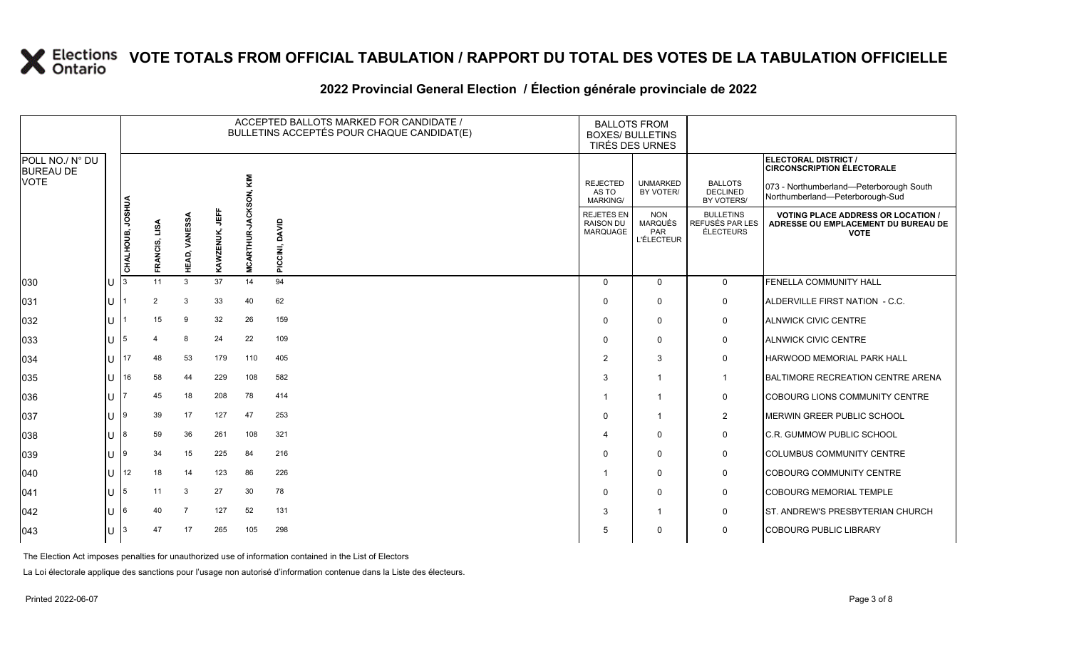# VOTE TOTALS FROM OFFICIAL TABULATION / RAPPORT DU TOTAL DES VOTES DE LA TABULATION OFFICIELLE

## 2022 Provincial General Election / Élection générale provinciale de 2022

| POLL NO./ N° DU BUREAU DE VOTE | | ACCEPTED BALLOTS MARKED FOR CANDIDATE / BULLETINS ACCEPTÉS POUR CHAQUE CANDIDAT(E) | | | | | | BALLOTS FROM BOXES/ BULLETINS TIRÉS DES URNES | | | ELECTORAL DISTRICT / CIRCONSCRIPTION ÉLECTORALE 073 - Northumberland—Peterborough South Northumberland—Peterborough-Sud |
|---|---|---|---|---|---|---|---|---|---|---|---|
| | | CHALHOUB, JOSHUA | FRANCIS, LISA | HEAD, VANESSA | KAWZENUK, JEFF | MCARTHUR-JACKSON, KIM | PICCINI, DAVID | REJECTED AS TO MARKING/ REJETÉS EN RAISON DU MARQUAGE | UNMARKED BY VOTER/ NON MARQUÉS PAR L'ÉLECTEUR | BALLOTS DECLINED BY VOTERS/ BULLETINS REFUSÉS PAR LES ÉLECTEURS | VOTING PLACE ADDRESS OR LOCATION / ADRESSE OU EMPLACEMENT DU BUREAU DE VOTE |
| 030 | U | 3 | 11 | 3 | 37 | 14 | 94 | 0 | 0 | 0 | FENELLA COMMUNITY HALL |
| 031 | U | 1 | 2 | 3 | 33 | 40 | 62 | 0 | 0 | 0 | ALDERVILLE FIRST NATION - C.C. |
| 032 | U | 1 | 15 | 9 | 32 | 26 | 159 | 0 | 0 | 0 | ALNWICK CIVIC CENTRE |
| 033 | U | 5 | 4 | 8 | 24 | 22 | 109 | 0 | 0 | 0 | ALNWICK CIVIC CENTRE |
| 034 | U | 17 | 48 | 53 | 179 | 110 | 405 | 2 | 3 | 0 | HARWOOD MEMORIAL PARK HALL |
| 035 | U | 16 | 58 | 44 | 229 | 108 | 582 | 3 | 1 | 1 | BALTIMORE RECREATION CENTRE ARENA |
| 036 | U | 7 | 45 | 18 | 208 | 78 | 414 | 1 | 1 | 0 | COBOURG LIONS COMMUNITY CENTRE |
| 037 | U | 9 | 39 | 17 | 127 | 47 | 253 | 0 | 1 | 2 | MERWIN GREER PUBLIC SCHOOL |
| 038 | U | 8 | 59 | 36 | 261 | 108 | 321 | 4 | 0 | 0 | C.R. GUMMOW PUBLIC SCHOOL |
| 039 | U | 9 | 34 | 15 | 225 | 84 | 216 | 0 | 0 | 0 | COLUMBUS COMMUNITY CENTRE |
| 040 | U | 12 | 18 | 14 | 123 | 86 | 226 | 1 | 0 | 0 | COBOURG COMMUNITY CENTRE |
| 041 | U | 5 | 11 | 3 | 27 | 30 | 78 | 0 | 0 | 0 | COBOURG MEMORIAL TEMPLE |
| 042 | U | 6 | 40 | 7 | 127 | 52 | 131 | 3 | 1 | 0 | ST. ANDREW'S PRESBYTERIAN CHURCH |
| 043 | U | 3 | 47 | 17 | 265 | 105 | 298 | 5 | 0 | 0 | COBOURG PUBLIC LIBRARY |

The Election Act imposes penalties for unauthorized use of information contained in the List of Electors

La Loi électorale applique des sanctions pour l'usage non autorisé d'information contenue dans la Liste des électeurs.

Printed 2022-06-07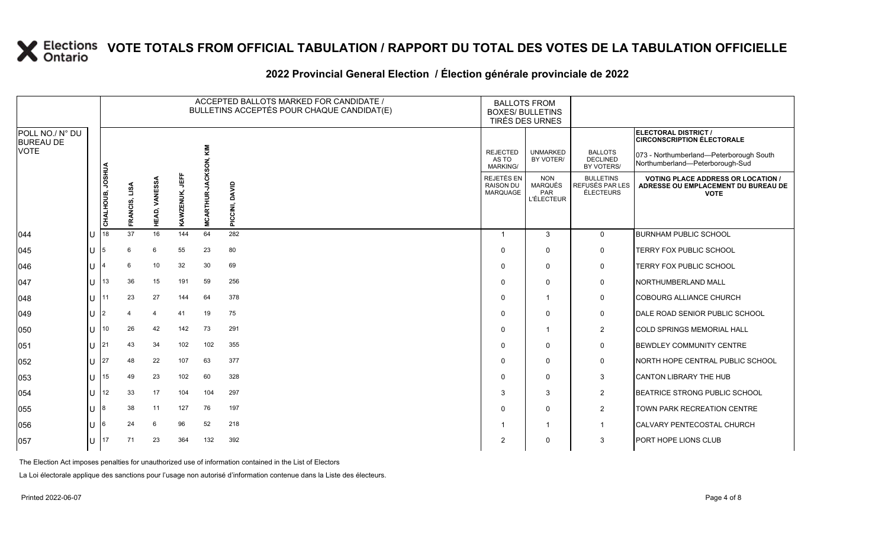# VOTE TOTALS FROM OFFICIAL TABULATION / RAPPORT DU TOTAL DES VOTES DE LA TABULATION OFFICIELLE

## 2022 Provincial General Election / Élection générale provinciale de 2022

| POLL NO./ N° DU BUREAU DE VOTE | | ACCEPTED BALLOTS MARKED FOR CANDIDATE / BULLETINS ACCEPTÉS POUR CHAQUE CANDIDAT(E) | | | | | | BALLOTS FROM BOXES/ BULLETINS TIRÉS DES URNES | | | ELECTORAL DISTRICT / CIRCONSCRIPTION ÉLECTORALE 073 - Northumberland—Peterborough South Northumberland—Peterborough-Sud |
|---|---|---|---|---|---|---|---|---|---|---|---|
| | | CHALHOUB, JOSHUA | FRANCIS, LISA | HEAD, VANESSA | KAWZENUK, JEFF | MCARTHUR-JACKSON, KIM | PICCINI, DAVID | REJECTED AS TO MARKING/ REJETÉS EN RAISON DU MARQUAGE | UNMARKED BY VOTER/ NON MARQUÉS PAR L'ÉLECTEUR | BALLOTS DECLINED BY VOTERS/ BULLETINS REFUSÉS PAR LES ÉLECTEURS | VOTING PLACE ADDRESS OR LOCATION / ADRESSE OU EMPLACEMENT DU BUREAU DE VOTE |
| 044 | U | 18 | 37 | 16 | 144 | 64 | 282 | 1 | 3 | 0 | BURNHAM PUBLIC SCHOOL |
| 045 | U | 5 | 6 | 6 | 55 | 23 | 80 | 0 | 0 | 0 | TERRY FOX PUBLIC SCHOOL |
| 046 | U | 4 | 6 | 10 | 32 | 30 | 69 | 0 | 0 | 0 | TERRY FOX PUBLIC SCHOOL |
| 047 | U | 13 | 36 | 15 | 191 | 59 | 256 | 0 | 0 | 0 | NORTHUMBERLAND MALL |
| 048 | U | 11 | 23 | 27 | 144 | 64 | 378 | 0 | 1 | 0 | COBOURG ALLIANCE CHURCH |
| 049 | U | 2 | 4 | 4 | 41 | 19 | 75 | 0 | 0 | 0 | DALE ROAD SENIOR PUBLIC SCHOOL |
| 050 | U | 10 | 26 | 42 | 142 | 73 | 291 | 0 | 1 | 2 | COLD SPRINGS MEMORIAL HALL |
| 051 | U | 21 | 43 | 34 | 102 | 102 | 355 | 0 | 0 | 0 | BEWDLEY COMMUNITY CENTRE |
| 052 | U | 27 | 48 | 22 | 107 | 63 | 377 | 0 | 0 | 0 | NORTH HOPE CENTRAL PUBLIC SCHOOL |
| 053 | U | 15 | 49 | 23 | 102 | 60 | 328 | 0 | 0 | 3 | CANTON LIBRARY THE HUB |
| 054 | U | 12 | 33 | 17 | 104 | 104 | 297 | 3 | 3 | 2 | BEATRICE STRONG PUBLIC SCHOOL |
| 055 | U | 8 | 38 | 11 | 127 | 76 | 197 | 0 | 0 | 2 | TOWN PARK RECREATION CENTRE |
| 056 | U | 6 | 24 | 6 | 96 | 52 | 218 | 1 | 1 | 1 | CALVARY PENTECOSTAL CHURCH |
| 057 | U | 17 | 71 | 23 | 364 | 132 | 392 | 2 | 0 | 3 | PORT HOPE LIONS CLUB |

The Election Act imposes penalties for unauthorized use of information contained in the List of Electors

La Loi électorale applique des sanctions pour l'usage non autorisé d'information contenue dans la Liste des électeurs.

Printed 2022-06-07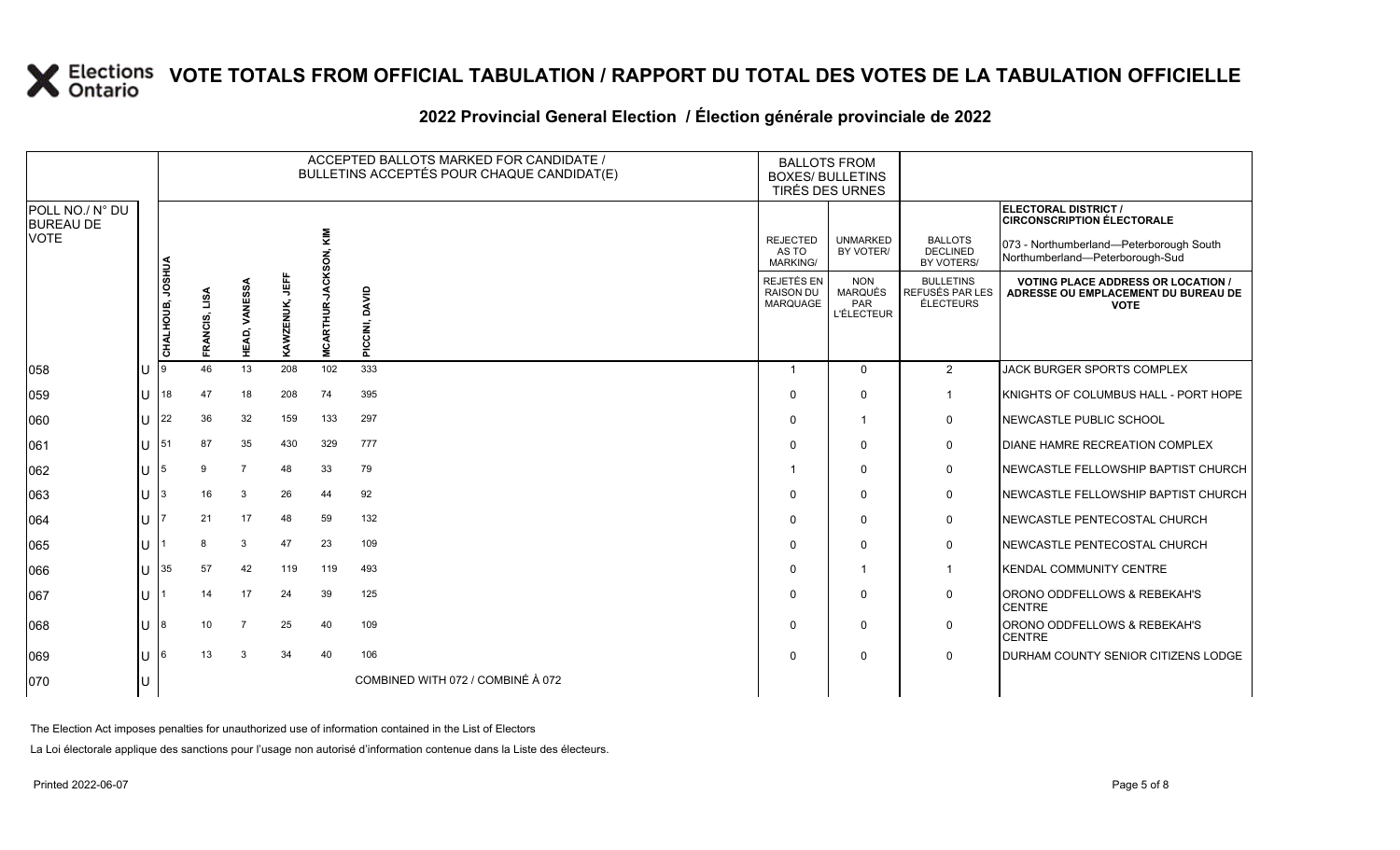# VOTE TOTALS FROM OFFICIAL TABULATION / RAPPORT DU TOTAL DES VOTES DE LA TABULATION OFFICIELLE

## 2022 Provincial General Election / Élection générale provinciale de 2022

ELECTORAL DISTRICT / CIRCONSCRIPTION ÉLECTORALE: 073 - Northumberland—Peterborough South / Northumberland—Peterborough-Sud

| POLL NO./ N° DU BUREAU DE VOTE | | ACCEPTED BALLOTS MARKED FOR CANDIDATE / BULLETINS ACCEPTÉS POUR CHAQUE CANDIDAT(E) | | | | | | BALLOTS FROM BOXES/ BULLETINS TIRÉS DES URNES | | | |
|---|---|---|---|---|---|---|---|---|---|---|---|
| | | CHALHOUB, JOSHUA | FRANCIS, LISA | HEAD, VANESSA | KAWZENUK, JEFF | MCARTHUR-JACKSON, KIM | PICCINI, DAVID | REJECTED AS TO MARKING/ REJETÉS EN RAISON DU MARQUAGE | UNMARKED BY VOTER/ NON MARQUÉS PAR L'ÉLECTEUR | BALLOTS DECLINED BY VOTERS/ BULLETINS REFUSÉS PAR LES ÉLECTEURS | VOTING PLACE ADDRESS OR LOCATION / ADRESSE OU EMPLACEMENT DU BUREAU DE VOTE |
| 058 | U | 9 | 46 | 13 | 208 | 102 | 333 | 1 | 0 | 2 | JACK BURGER SPORTS COMPLEX |
| 059 | U | 18 | 47 | 18 | 208 | 74 | 395 | 0 | 0 | 1 | KNIGHTS OF COLUMBUS HALL - PORT HOPE |
| 060 | U | 22 | 36 | 32 | 159 | 133 | 297 | 0 | 1 | 0 | NEWCASTLE PUBLIC SCHOOL |
| 061 | U | 51 | 87 | 35 | 430 | 329 | 777 | 0 | 0 | 0 | DIANE HAMRE RECREATION COMPLEX |
| 062 | U | 5 | 9 | 7 | 48 | 33 | 79 | 1 | 0 | 0 | NEWCASTLE FELLOWSHIP BAPTIST CHURCH |
| 063 | U | 3 | 16 | 3 | 26 | 44 | 92 | 0 | 0 | 0 | NEWCASTLE FELLOWSHIP BAPTIST CHURCH |
| 064 | U | 7 | 21 | 17 | 48 | 59 | 132 | 0 | 0 | 0 | NEWCASTLE PENTECOSTAL CHURCH |
| 065 | U | 1 | 8 | 3 | 47 | 23 | 109 | 0 | 0 | 0 | NEWCASTLE PENTECOSTAL CHURCH |
| 066 | U | 35 | 57 | 42 | 119 | 119 | 493 | 0 | 1 | 1 | KENDAL COMMUNITY CENTRE |
| 067 | U | 1 | 14 | 17 | 24 | 39 | 125 | 0 | 0 | 0 | ORONO ODDFELLOWS & REBEKAH'S CENTRE |
| 068 | U | 8 | 10 | 7 | 25 | 40 | 109 | 0 | 0 | 0 | ORONO ODDFELLOWS & REBEKAH'S CENTRE |
| 069 | U | 6 | 13 | 3 | 34 | 40 | 106 | 0 | 0 | 0 | DURHAM COUNTY SENIOR CITIZENS LODGE |
| 070 | U | COMBINED WITH 072 / COMBINÉ À 072 | | | | | | | | | |

The Election Act imposes penalties for unauthorized use of information contained in the List of Electors

La Loi électorale applique des sanctions pour l'usage non autorisé d'information contenue dans la Liste des électeurs.

Printed 2022-06-07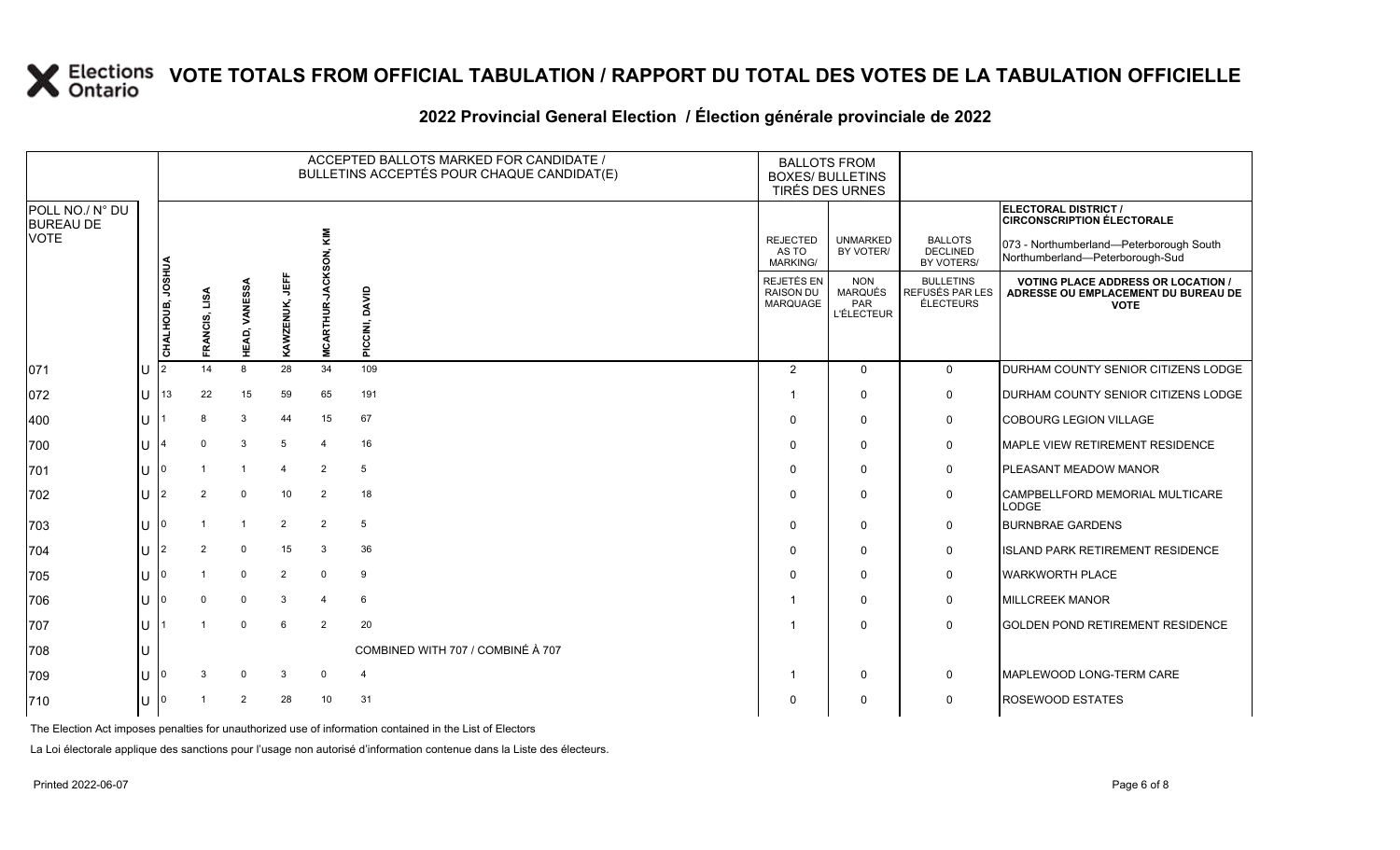# VOTE TOTALS FROM OFFICIAL TABULATION / RAPPORT DU TOTAL DES VOTES DE LA TABULATION OFFICIELLE

## 2022 Provincial General Election / Élection générale provinciale de 2022

ELECTORAL DISTRICT / CIRCONSCRIPTION ÉLECTORALE: 073 - Northumberland—Peterborough South / Northumberland—Peterborough-Sud

| POLL NO./ N° DU BUREAU DE VOTE | | ACCEPTED BALLOTS MARKED FOR CANDIDATE / BULLETINS ACCEPTÉS POUR CHAQUE CANDIDAT(E) | | | | | | BALLOTS FROM BOXES/ BULLETINS TIRÉS DES URNES | | | |
|---|---|---|---|---|---|---|---|---|---|---|---|
| | | CHALHOUB, JOSHUA | FRANCIS, LISA | HEAD, VANESSA | KAWZENUK, JEFF | MCARTHUR-JACKSON, KIM | PICCINI, DAVID | REJECTED AS TO MARKING/ REJETÉS EN RAISON DU MARQUAGE | UNMARKED BY VOTER/ NON MARQUÉS PAR L'ÉLECTEUR | BALLOTS DECLINED BY VOTERS/ BULLETINS REFUSÉS PAR LES ÉLECTEURS | VOTING PLACE ADDRESS OR LOCATION / ADRESSE OU EMPLACEMENT DU BUREAU DE VOTE |
| 071 | U | 2 | 14 | 8 | 28 | 34 | 109 | 2 | 0 | 0 | DURHAM COUNTY SENIOR CITIZENS LODGE |
| 072 | U | 13 | 22 | 15 | 59 | 65 | 191 | 1 | 0 | 0 | DURHAM COUNTY SENIOR CITIZENS LODGE |
| 400 | U | 1 | 8 | 3 | 44 | 15 | 67 | 0 | 0 | 0 | COBOURG LEGION VILLAGE |
| 700 | U | 4 | 0 | 3 | 5 | 4 | 16 | 0 | 0 | 0 | MAPLE VIEW RETIREMENT RESIDENCE |
| 701 | U | 0 | 1 | 1 | 4 | 2 | 5 | 0 | 0 | 0 | PLEASANT MEADOW MANOR |
| 702 | U | 2 | 2 | 0 | 10 | 2 | 18 | 0 | 0 | 0 | CAMPBELLFORD MEMORIAL MULTICARE LODGE |
| 703 | U | 0 | 1 | 1 | 2 | 2 | 5 | 0 | 0 | 0 | BURNBRAE GARDENS |
| 704 | U | 2 | 2 | 0 | 15 | 3 | 36 | 0 | 0 | 0 | ISLAND PARK RETIREMENT RESIDENCE |
| 705 | U | 0 | 1 | 0 | 2 | 0 | 9 | 0 | 0 | 0 | WARKWORTH PLACE |
| 706 | U | 0 | 0 | 0 | 3 | 4 | 6 | 1 | 0 | 0 | MILLCREEK MANOR |
| 707 | U | 1 | 1 | 0 | 6 | 2 | 20 | 1 | 0 | 0 | GOLDEN POND RETIREMENT RESIDENCE |
| 708 | U | COMBINED WITH 707 / COMBINÉ À 707 | | | | | | | | | |
| 709 | U | 0 | 3 | 0 | 3 | 0 | 4 | 1 | 0 | 0 | MAPLEWOOD LONG-TERM CARE |
| 710 | U | 0 | 1 | 2 | 28 | 10 | 31 | 0 | 0 | 0 | ROSEWOOD ESTATES |

The Election Act imposes penalties for unauthorized use of information contained in the List of Electors

La Loi électorale applique des sanctions pour l'usage non autorisé d'information contenue dans la Liste des électeurs.

Printed 2022-06-07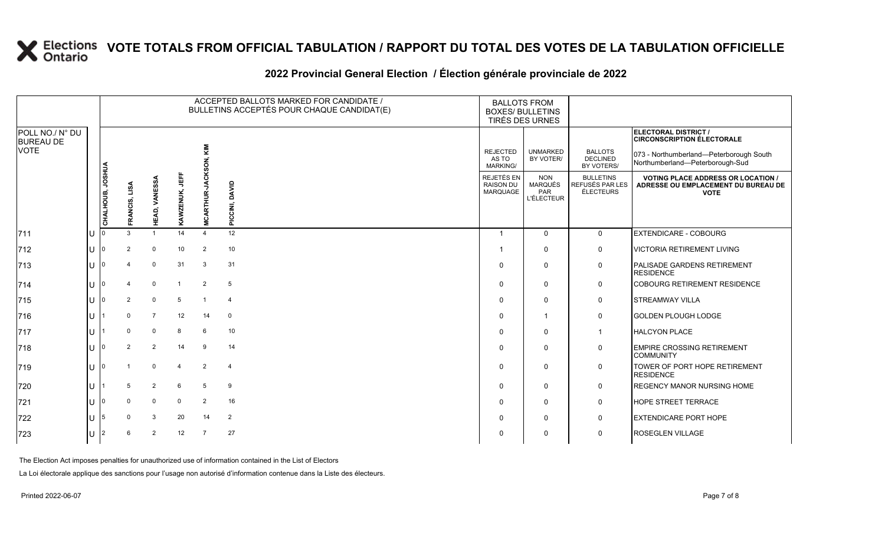# VOTE TOTALS FROM OFFICIAL TABULATION / RAPPORT DU TOTAL DES VOTES DE LA TABULATION OFFICIELLE

## 2022 Provincial General Election / Élection générale provinciale de 2022

| POLL NO./ N° DU BUREAU DE VOTE | | ACCEPTED BALLOTS MARKED FOR CANDIDATE / BULLETINS ACCEPTÉS POUR CHAQUE CANDIDAT(E) | | | | | | BALLOTS FROM BOXES/ BULLETINS TIRÉS DES URNES | | | ELECTORAL DISTRICT / CIRCONSCRIPTION ÉLECTORALE 073 - Northumberland—Peterborough South Northumberland—Peterborough-Sud |
|---|---|---|---|---|---|---|---|---|---|---|---|
| | | CHALHOUB, JOSHUA | FRANCIS, LISA | HEAD, VANESSA | KAWZENUK, JEFF | MCARTHUR-JACKSON, KIM | PICCINI, DAVID | REJECTED AS TO MARKING/ REJETÉS EN RAISON DU MARQUAGE | UNMARKED BY VOTER/ NON MARQUÉS PAR L'ÉLECTEUR | BALLOTS DECLINED BY VOTERS/ BULLETINS REFUSÉS PAR LES ÉLECTEURS | VOTING PLACE ADDRESS OR LOCATION / ADRESSE OU EMPLACEMENT DU BUREAU DE VOTE |
| 711 | U | 0 | 3 | 1 | 14 | 4 | 12 | 1 | 0 | 0 | EXTENDICARE - COBOURG |
| 712 | U | 0 | 2 | 0 | 10 | 2 | 10 | 1 | 0 | 0 | VICTORIA RETIREMENT LIVING |
| 713 | U | 0 | 4 | 0 | 31 | 3 | 31 | 0 | 0 | 0 | PALISADE GARDENS RETIREMENT RESIDENCE |
| 714 | U | 0 | 4 | 0 | 1 | 2 | 5 | 0 | 0 | 0 | COBOURG RETIREMENT RESIDENCE |
| 715 | U | 0 | 2 | 0 | 5 | 1 | 4 | 0 | 0 | 0 | STREAMWAY VILLA |
| 716 | U | 1 | 0 | 7 | 12 | 14 | 0 | 0 | 1 | 0 | GOLDEN PLOUGH LODGE |
| 717 | U | 1 | 0 | 0 | 8 | 6 | 10 | 0 | 0 | 1 | HALCYON PLACE |
| 718 | U | 0 | 2 | 2 | 14 | 9 | 14 | 0 | 0 | 0 | EMPIRE CROSSING RETIREMENT COMMUNITY |
| 719 | U | 0 | 1 | 0 | 4 | 2 | 4 | 0 | 0 | 0 | TOWER OF PORT HOPE RETIREMENT RESIDENCE |
| 720 | U | 1 | 5 | 2 | 6 | 5 | 9 | 0 | 0 | 0 | REGENCY MANOR NURSING HOME |
| 721 | U | 0 | 0 | 0 | 0 | 2 | 16 | 0 | 0 | 0 | HOPE STREET TERRACE |
| 722 | U | 5 | 0 | 3 | 20 | 14 | 2 | 0 | 0 | 0 | EXTENDICARE PORT HOPE |
| 723 | U | 2 | 6 | 2 | 12 | 7 | 27 | 0 | 0 | 0 | ROSEGLEN VILLAGE |

The Election Act imposes penalties for unauthorized use of information contained in the List of Electors

La Loi électorale applique des sanctions pour l'usage non autorisé d'information contenue dans la Liste des électeurs.

Printed 2022-06-07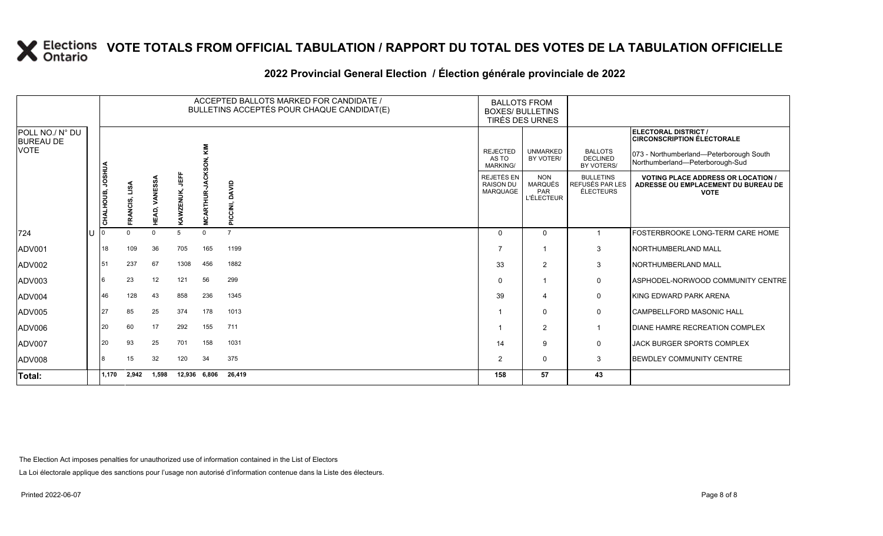# VOTE TOTALS FROM OFFICIAL TABULATION / RAPPORT DU TOTAL DES VOTES DE LA TABULATION OFFICIELLE

## 2022 Provincial General Election / Élection générale provinciale de 2022

| POLL NO./ N° DU BUREAU DE VOTE | | CHALHOUB, JOSHUA | FRANCIS, LISA | HEAD, VANESSA | KAWZENUK, JEFF | MCARTHUR-JACKSON, KIM | PICCINI, DAVID | REJECTED AS TO MARKING/ REJETÉS EN RAISON DU MARQUAGE | UNMARKED BY VOTER/ NON MARQUÉS PAR L'ÉLECTEUR | BALLOTS DECLINED BY VOTERS/ BULLETINS REFUSÉS PAR LES ÉLECTEURS | ELECTORAL DISTRICT / CIRCONSCRIPTION ÉLECTORALE: 073 - Northumberland—Peterborough South Northumberland—Peterborough-Sud — VOTING PLACE ADDRESS OR LOCATION / ADRESSE OU EMPLACEMENT DU BUREAU DE VOTE |
|---|---|---|---|---|---|---|---|---|---|---|---|
| 724 | U | 0 | 0 | 0 | 5 | 0 | 7 | 0 | 0 | 1 | FOSTERBROOKE LONG-TERM CARE HOME |
| ADV001 | | 18 | 109 | 36 | 705 | 165 | 1199 | 7 | 1 | 3 | NORTHUMBERLAND MALL |
| ADV002 | | 51 | 237 | 67 | 1308 | 456 | 1882 | 33 | 2 | 3 | NORTHUMBERLAND MALL |
| ADV003 | | 6 | 23 | 12 | 121 | 56 | 299 | 0 | 1 | 0 | ASPHODEL-NORWOOD COMMUNITY CENTRE |
| ADV004 | | 46 | 128 | 43 | 858 | 236 | 1345 | 39 | 4 | 0 | KING EDWARD PARK ARENA |
| ADV005 | | 27 | 85 | 25 | 374 | 178 | 1013 | 1 | 0 | 0 | CAMPBELLFORD MASONIC HALL |
| ADV006 | | 20 | 60 | 17 | 292 | 155 | 711 | 1 | 2 | 1 | DIANE HAMRE RECREATION COMPLEX |
| ADV007 | | 20 | 93 | 25 | 701 | 158 | 1031 | 14 | 9 | 0 | JACK BURGER SPORTS COMPLEX |
| ADV008 | | 8 | 15 | 32 | 120 | 34 | 375 | 2 | 0 | 3 | BEWDLEY COMMUNITY CENTRE |
| **Total:** | | **1,170** | **2,942** | **1,598** | **12,936** | **6,806** | **26,419** | **158** | **57** | **43** | |

The Election Act imposes penalties for unauthorized use of information contained in the List of Electors

La Loi électorale applique des sanctions pour l'usage non autorisé d'information contenue dans la Liste des électeurs.

Printed 2022-06-07